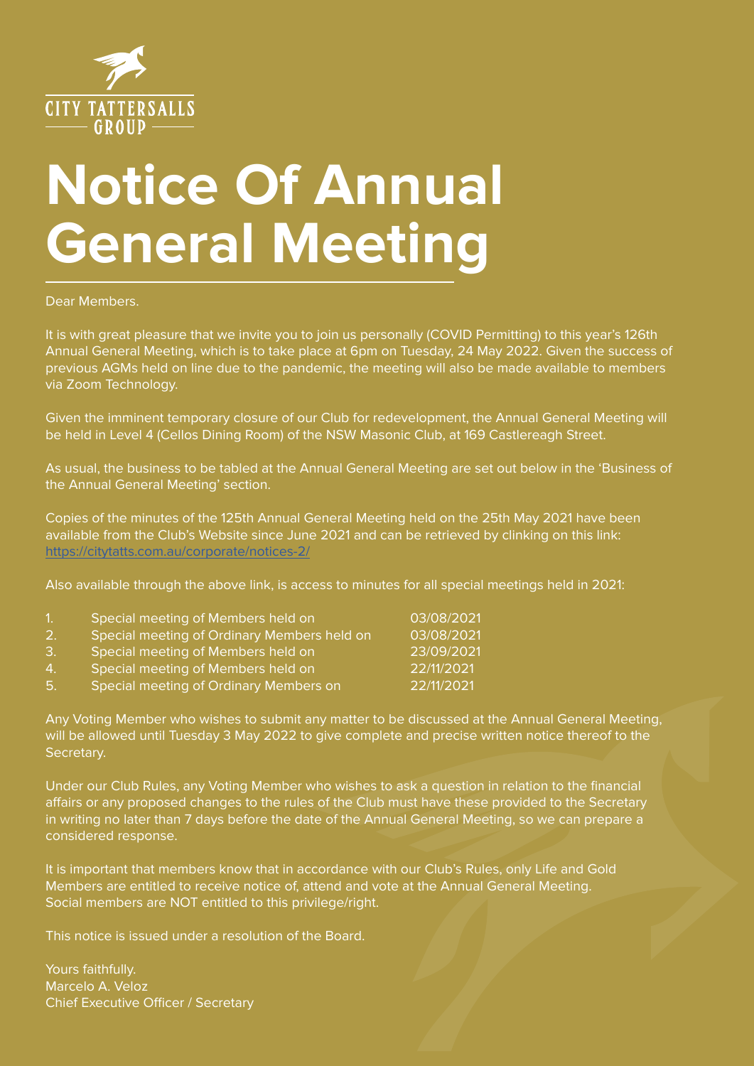CITY TATTERSALLS
GROUP

# Notice Of Annual General Meeting

Dear Members.

It is with great pleasure that we invite you to join us personally (COVID Permitting) to this year's 126th Annual General Meeting, which is to take place at 6pm on Tuesday, 24 May 2022. Given the success of previous AGMs held on line due to the pandemic, the meeting will also be made available to members via Zoom Technology.

Given the imminent temporary closure of our Club for redevelopment, the Annual General Meeting will be held in Level 4 (Cellos Dining Room) of the NSW Masonic Club, at 169 Castlereagh Street.

As usual, the business to be tabled at the Annual General Meeting are set out below in the 'Business of the Annual General Meeting' section.

Copies of the minutes of the 125th Annual General Meeting held on the 25th May 2021 have been available from the Club's Website since June 2021 and can be retrieved by clinking on this link: https://citytatts.com.au/corporate/notices-2/

Also available through the above link, is access to minutes for all special meetings held in 2021:

| | | |
|---|---|---|
| 1. | Special meeting of Members held on | 03/08/2021 |
| 2. | Special meeting of Ordinary Members held on | 03/08/2021 |
| 3. | Special meeting of Members held on | 23/09/2021 |
| 4. | Special meeting of Members held on | 22/11/2021 |
| 5. | Special meeting of Ordinary Members on | 22/11/2021 |

Any Voting Member who wishes to submit any matter to be discussed at the Annual General Meeting, will be allowed until Tuesday 3 May 2022 to give complete and precise written notice thereof to the Secretary.

Under our Club Rules, any Voting Member who wishes to ask a question in relation to the financial affairs or any proposed changes to the rules of the Club must have these provided to the Secretary in writing no later than 7 days before the date of the Annual General Meeting, so we can prepare a considered response.

It is important that members know that in accordance with our Club's Rules, only Life and Gold Members are entitled to receive notice of, attend and vote at the Annual General Meeting. Social members are NOT entitled to this privilege/right.

This notice is issued under a resolution of the Board.

Yours faithfully.
Marcelo A. Veloz
Chief Executive Officer / Secretary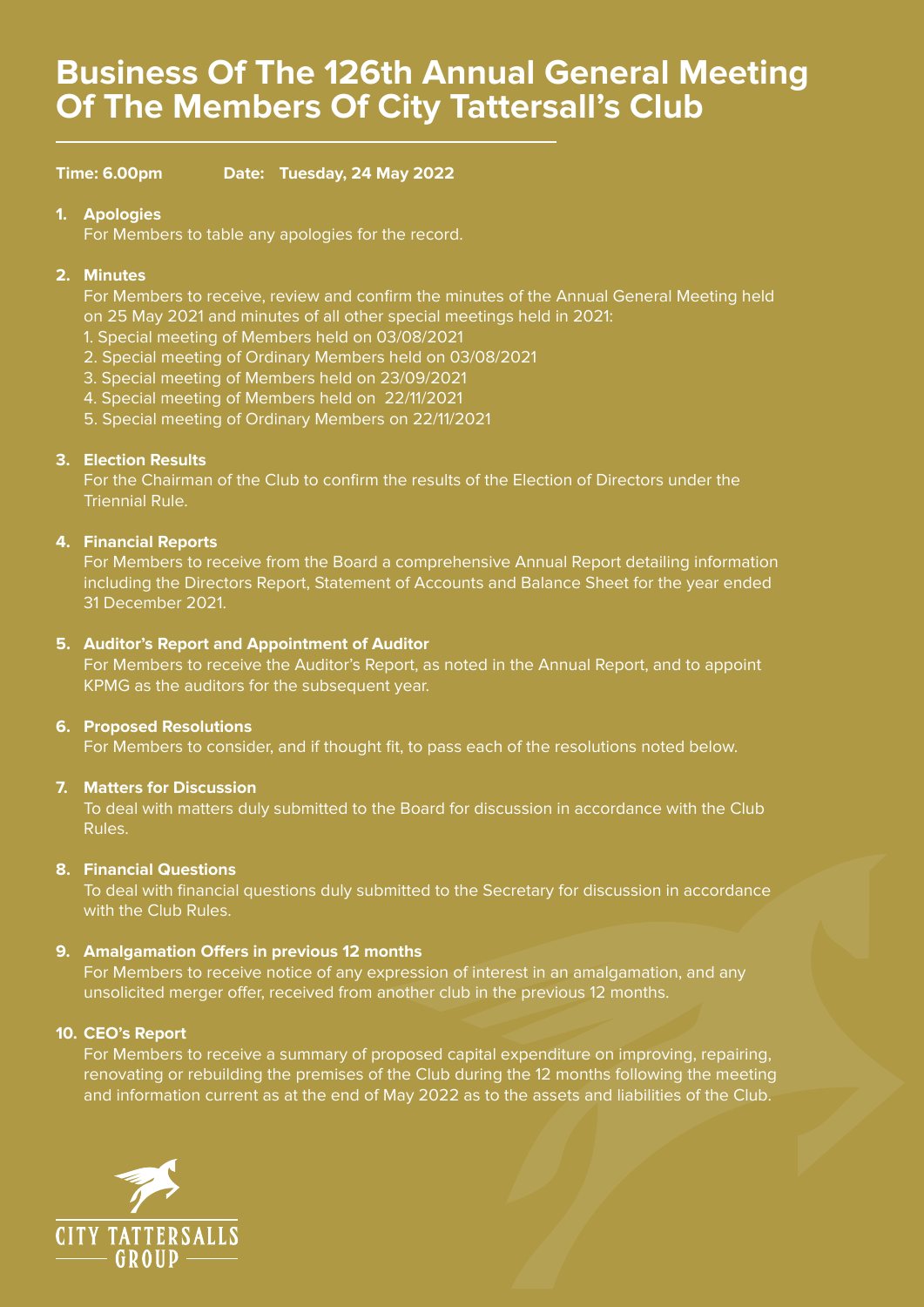# Business Of The 126th Annual General Meeting Of The Members Of City Tattersall's Club

**Time: 6.00pm** **Date: Tuesday, 24 May 2022**

1. **Apologies**
   For Members to table any apologies for the record.

2. **Minutes**
   For Members to receive, review and confirm the minutes of the Annual General Meeting held on 25 May 2021 and minutes of all other special meetings held in 2021:
   1. Special meeting of Members held on 03/08/2021
   2. Special meeting of Ordinary Members held on 03/08/2021
   3. Special meeting of Members held on 23/09/2021
   4. Special meeting of Members held on 22/11/2021
   5. Special meeting of Ordinary Members on 22/11/2021

3. **Election Results**
   For the Chairman of the Club to confirm the results of the Election of Directors under the Triennial Rule.

4. **Financial Reports**
   For Members to receive from the Board a comprehensive Annual Report detailing information including the Directors Report, Statement of Accounts and Balance Sheet for the year ended 31 December 2021.

5. **Auditor's Report and Appointment of Auditor**
   For Members to receive the Auditor's Report, as noted in the Annual Report, and to appoint KPMG as the auditors for the subsequent year.

6. **Proposed Resolutions**
   For Members to consider, and if thought fit, to pass each of the resolutions noted below.

7. **Matters for Discussion**
   To deal with matters duly submitted to the Board for discussion in accordance with the Club Rules.

8. **Financial Questions**
   To deal with financial questions duly submitted to the Secretary for discussion in accordance with the Club Rules.

9. **Amalgamation Offers in previous 12 months**
   For Members to receive notice of any expression of interest in an amalgamation, and any unsolicited merger offer, received from another club in the previous 12 months.

10. **CEO's Report**
    For Members to receive a summary of proposed capital expenditure on improving, repairing, renovating or rebuilding the premises of the Club during the 12 months following the meeting and information current as at the end of May 2022 as to the assets and liabilities of the Club.

CITY TATTERSALLS GROUP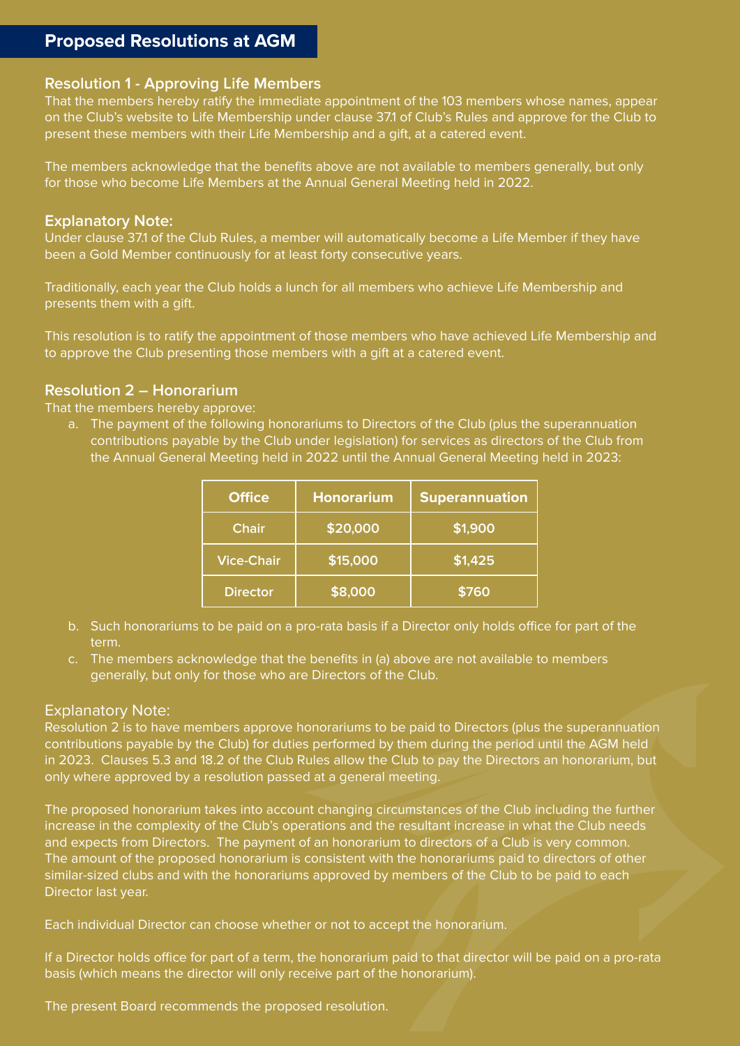## Proposed Resolutions at AGM

### Resolution 1 - Approving Life Members

That the members hereby ratify the immediate appointment of the 103 members whose names, appear on the Club's website to Life Membership under clause 37.1 of Club's Rules and approve for the Club to present these members with their Life Membership and a gift, at a catered event.

The members acknowledge that the benefits above are not available to members generally, but only for those who become Life Members at the Annual General Meeting held in 2022.

### Explanatory Note:

Under clause 37.1 of the Club Rules, a member will automatically become a Life Member if they have been a Gold Member continuously for at least forty consecutive years.

Traditionally, each year the Club holds a lunch for all members who achieve Life Membership and presents them with a gift.

This resolution is to ratify the appointment of those members who have achieved Life Membership and to approve the Club presenting those members with a gift at a catered event.

### Resolution 2 – Honorarium

That the members hereby approve:

a. The payment of the following honorariums to Directors of the Club (plus the superannuation contributions payable by the Club under legislation) for services as directors of the Club from the Annual General Meeting held in 2022 until the Annual General Meeting held in 2023:

| Office | Honorarium | Superannuation |
| --- | --- | --- |
| Chair | $20,000 | $1,900 |
| Vice-Chair | $15,000 | $1,425 |
| Director | $8,000 | $760 |

b. Such honorariums to be paid on a pro-rata basis if a Director only holds office for part of the term.

c. The members acknowledge that the benefits in (a) above are not available to members generally, but only for those who are Directors of the Club.

### Explanatory Note:

Resolution 2 is to have members approve honorariums to be paid to Directors (plus the superannuation contributions payable by the Club) for duties performed by them during the period until the AGM held in 2023. Clauses 5.3 and 18.2 of the Club Rules allow the Club to pay the Directors an honorarium, but only where approved by a resolution passed at a general meeting.

The proposed honorarium takes into account changing circumstances of the Club including the further increase in the complexity of the Club's operations and the resultant increase in what the Club needs and expects from Directors. The payment of an honorarium to directors of a Club is very common. The amount of the proposed honorarium is consistent with the honorariums paid to directors of other similar-sized clubs and with the honorariums approved by members of the Club to be paid to each Director last year.

Each individual Director can choose whether or not to accept the honorarium.

If a Director holds office for part of a term, the honorarium paid to that director will be paid on a pro-rata basis (which means the director will only receive part of the honorarium).

The present Board recommends the proposed resolution.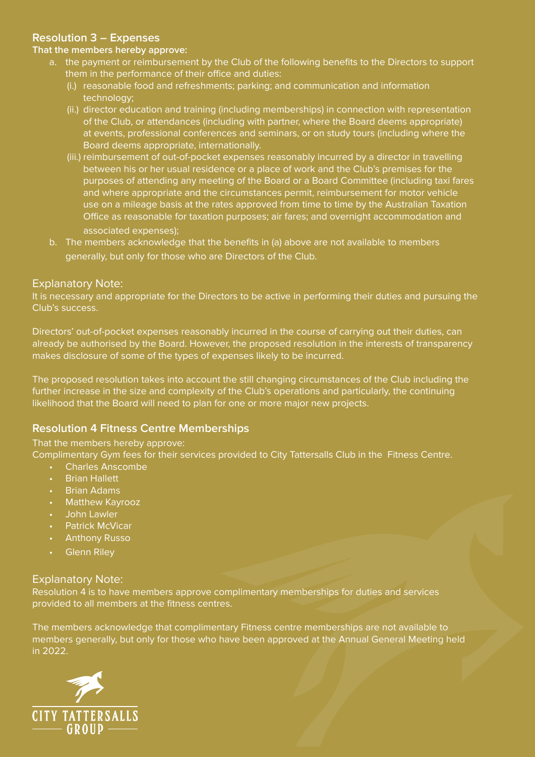### Resolution 3 – Expenses

**That the members hereby approve:**

a. the payment or reimbursement by the Club of the following benefits to the Directors to support them in the performance of their office and duties:
   (i.) reasonable food and refreshments; parking; and communication and information technology;
   (ii.) director education and training (including memberships) in connection with representation of the Club, or attendances (including with partner, where the Board deems appropriate) at events, professional conferences and seminars, or on study tours (including where the Board deems appropriate, internationally.
   (iii.) reimbursement of out-of-pocket expenses reasonably incurred by a director in travelling between his or her usual residence or a place of work and the Club's premises for the purposes of attending any meeting of the Board or a Board Committee (including taxi fares and where appropriate and the circumstances permit, reimbursement for motor vehicle use on a mileage basis at the rates approved from time to time by the Australian Taxation Office as reasonable for taxation purposes; air fares; and overnight accommodation and associated expenses);

b. The members acknowledge that the benefits in (a) above are not available to members generally, but only for those who are Directors of the Club.

#### Explanatory Note:

It is necessary and appropriate for the Directors to be active in performing their duties and pursuing the Club's success.

Directors' out-of-pocket expenses reasonably incurred in the course of carrying out their duties, can already be authorised by the Board. However, the proposed resolution in the interests of transparency makes disclosure of some of the types of expenses likely to be incurred.

The proposed resolution takes into account the still changing circumstances of the Club including the further increase in the size and complexity of the Club's operations and particularly, the continuing likelihood that the Board will need to plan for one or more major new projects.

### Resolution 4 Fitness Centre Memberships

That the members hereby approve:
Complimentary Gym fees for their services provided to City Tattersalls Club in the Fitness Centre.

- Charles Anscombe
- Brian Hallett
- Brian Adams
- Matthew Kayrooz
- John Lawler
- Patrick McVicar
- Anthony Russo
- Glenn Riley

#### Explanatory Note:

Resolution 4 is to have members approve complimentary memberships for duties and services provided to all members at the fitness centres.

The members acknowledge that complimentary Fitness centre memberships are not available to members generally, but only for those who have been approved at the Annual General Meeting held in 2022.

CITY TATTERSALLS GROUP